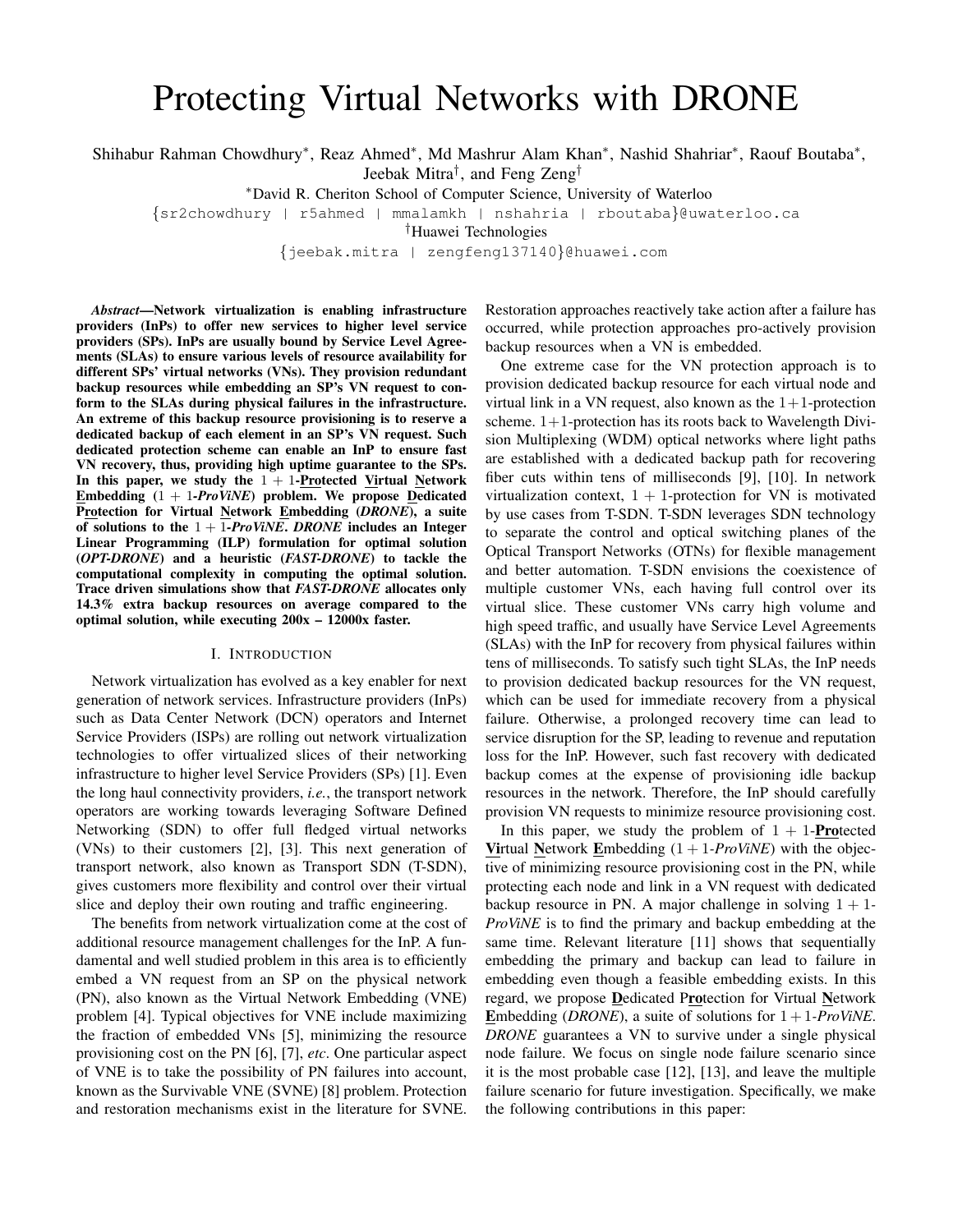# Protecting Virtual Networks with DRONE

Shihabur Rahman Chowdhury*, Reaz Ahmed*, Md Mashrur Alam Khan*, Nashid Shahriar*, Raouf Boutaba*, Jeebak Mitra†, and Feng Zeng†

*David R. Cheriton School of Computer Science, University of Waterloo

{sr2chowdhury | r5ahmed | mmalamkh | nshahria | rboutaba}@uwaterloo.ca

†Huawei Technologies

{jeebak.mitra | zengfeng137140}@huawei.com

***Abstract*—Network virtualization is enabling infrastructure providers (InPs) to offer new services to higher level service providers (SPs). InPs are usually bound by Service Level Agreements (SLAs) to ensure various levels of resource availability for different SPs' virtual networks (VNs). They provision redundant backup resources while embedding an SP's VN request to conform to the SLAs during physical failures in the infrastructure. An extreme of this backup resource provisioning is to reserve a dedicated backup of each element in an SP's VN request. Such dedicated protection scheme can enable an InP to ensure fast VN recovery, thus, providing high uptime guarantee to the SPs. In this paper, we study the $1+1$-Protected Virtual Network Embedding ($1+1$-*ProViNE*) problem. We propose Dedicated Protection for Virtual Network Embedding (*DRONE*), a suite of solutions to the $1+1$-*ProViNE*. *DRONE* includes an Integer Linear Programming (ILP) formulation for optimal solution (*OPT-DRONE*) and a heuristic (*FAST-DRONE*) to tackle the computational complexity in computing the optimal solution. Trace driven simulations show that *FAST-DRONE* allocates only 14.3% extra backup resources on average compared to the optimal solution, while executing 200x – 12000x faster.**

## I. Introduction

Network virtualization has evolved as a key enabler for next generation of network services. Infrastructure providers (InPs) such as Data Center Network (DCN) operators and Internet Service Providers (ISPs) are rolling out network virtualization technologies to offer virtualized slices of their networking infrastructure to higher level Service Providers (SPs) [1]. Even the long haul connectivity providers, *i.e.*, the transport network operators are working towards leveraging Software Defined Networking (SDN) to offer full fledged virtual networks (VNs) to their customers [2], [3]. This next generation of transport network, also known as Transport SDN (T-SDN), gives customers more flexibility and control over their virtual slice and deploy their own routing and traffic engineering.

The benefits from network virtualization come at the cost of additional resource management challenges for the InP. A fundamental and well studied problem in this area is to efficiently embed a VN request from an SP on the physical network (PN), also known as the Virtual Network Embedding (VNE) problem [4]. Typical objectives for VNE include maximizing the fraction of embedded VNs [5], minimizing the resource provisioning cost on the PN [6], [7], *etc*. One particular aspect of VNE is to take the possibility of PN failures into account, known as the Survivable VNE (SVNE) [8] problem. Protection and restoration mechanisms exist in the literature for SVNE. Restoration approaches reactively take action after a failure has occurred, while protection approaches pro-actively provision backup resources when a VN is embedded.

One extreme case for the VN protection approach is to provision dedicated backup resource for each virtual node and virtual link in a VN request, also known as the $1+1$-protection scheme. $1+1$-protection has its roots back to Wavelength Division Multiplexing (WDM) optical networks where light paths are established with a dedicated backup path for recovering fiber cuts within tens of milliseconds [9], [10]. In network virtualization context, $1+1$-protection for VN is motivated by use cases from T-SDN. T-SDN leverages SDN technology to separate the control and optical switching planes of the Optical Transport Networks (OTNs) for flexible management and better automation. T-SDN envisions the coexistence of multiple customer VNs, each having full control over its virtual slice. These customer VNs carry high volume and high speed traffic, and usually have Service Level Agreements (SLAs) with the InP for recovery from physical failures within tens of milliseconds. To satisfy such tight SLAs, the InP needs to provision dedicated backup resources for the VN request, which can be used for immediate recovery from a physical failure. Otherwise, a prolonged recovery time can lead to service disruption for the SP, leading to revenue and reputation loss for the InP. However, such fast recovery with dedicated backup comes at the expense of provisioning idle backup resources in the network. Therefore, the InP should carefully provision VN requests to minimize resource provisioning cost.

In this paper, we study the problem of $1+1$-**Pro**tected **Vi**rtual **N**etwork **E**mbedding ($1+1$-*ProViNE*) with the objective of minimizing resource provisioning cost in the PN, while protecting each node and link in a VN request with dedicated backup resource in PN. A major challenge in solving $1+1$-*ProViNE* is to find the primary and backup embedding at the same time. Relevant literature [11] shows that sequentially embedding the primary and backup can lead to failure in embedding even though a feasible embedding exists. In this regard, we propose **D**edicated P**ro**tection for Virtual **N**etwork **E**mbedding (*DRONE*), a suite of solutions for $1+1$-*ProViNE*. *DRONE* guarantees a VN to survive under a single physical node failure. We focus on single node failure scenario since it is the most probable case [12], [13], and leave the multiple failure scenario for future investigation. Specifically, we make the following contributions in this paper: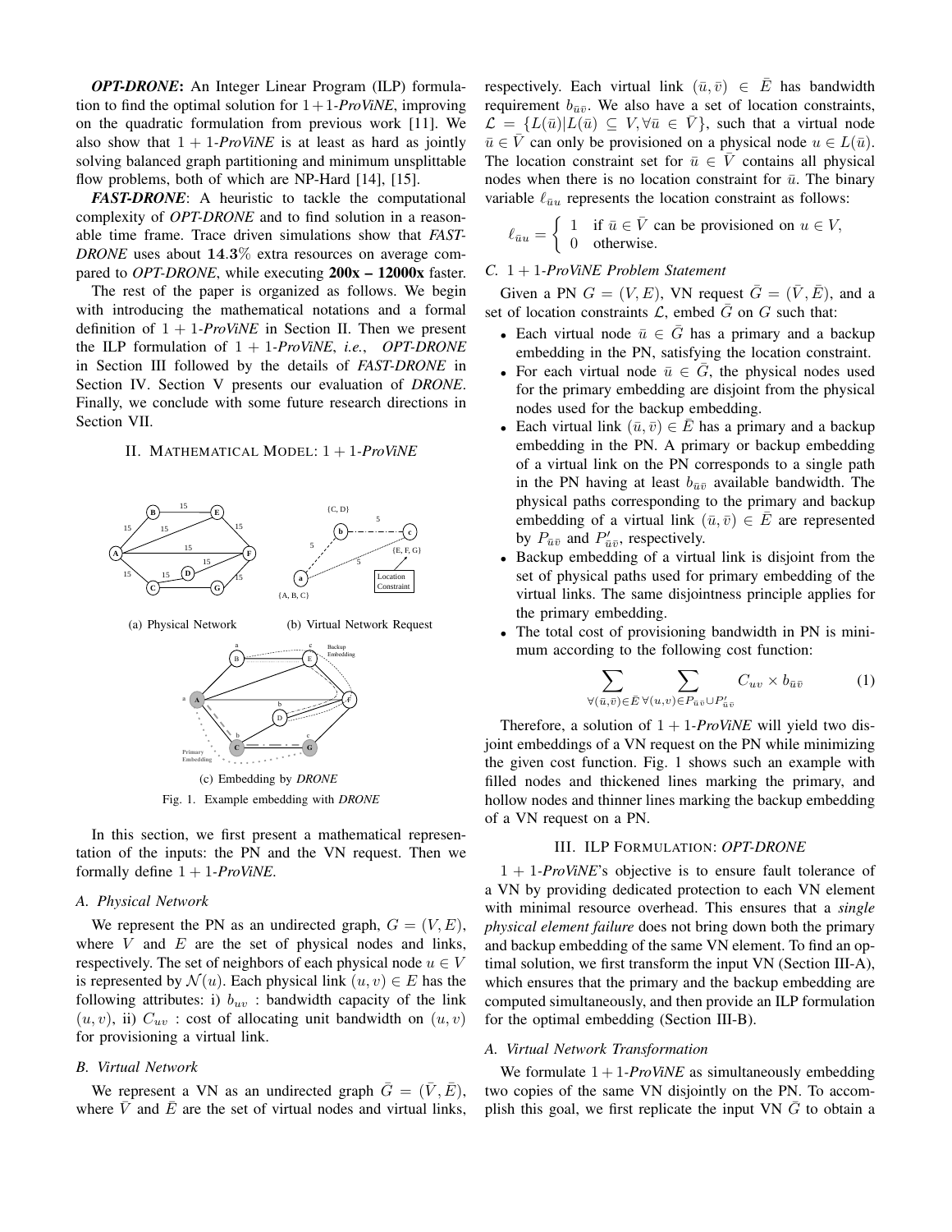***OPT-DRONE***: An Integer Linear Program (ILP) formulation to find the optimal solution for $1+1$-*ProViNE*, improving on the quadratic formulation from previous work [11]. We also show that $1+1$-*ProViNE* is at least as hard as jointly solving balanced graph partitioning and minimum unsplittable flow problems, both of which are NP-Hard [14], [15].

***FAST-DRONE***: A heuristic to tackle the computational complexity of *OPT-DRONE* and to find solution in a reasonable time frame. Trace driven simulations show that *FAST-DRONE* uses about **14.3%** extra resources on average compared to *OPT-DRONE*, while executing **200x – 12000x** faster.

The rest of the paper is organized as follows. We begin with introducing the mathematical notations and a formal definition of $1+1$-*ProViNE* in Section II. Then we present the ILP formulation of $1+1$-*ProViNE*, *i.e.*, *OPT-DRONE* in Section III followed by the details of *FAST-DRONE* in Section IV. Section V presents our evaluation of *DRONE*. Finally, we conclude with some future research directions in Section VII.

## II. Mathematical Model: $1+1$-*ProViNE*

(a) Physical Network (b) Virtual Network Request

(c) Embedding by *DRONE*

Fig. 1. Example embedding with *DRONE*

In this section, we first present a mathematical representation of the inputs: the PN and the VN request. Then we formally define $1+1$-*ProViNE*.

### *A. Physical Network*

We represent the PN as an undirected graph, $G = (V, E)$, where $V$ and $E$ are the set of physical nodes and links, respectively. The set of neighbors of each physical node $u \in V$ is represented by $\mathcal{N}(u)$. Each physical link $(u, v) \in E$ has the following attributes: i) $b_{uv}$ : bandwidth capacity of the link $(u, v)$, ii) $C_{uv}$ : cost of allocating unit bandwidth on $(u, v)$ for provisioning a virtual link.

### *B. Virtual Network*

We represent a VN as an undirected graph $\bar{G} = (\bar{V}, \bar{E})$, where $\bar{V}$ and $\bar{E}$ are the set of virtual nodes and virtual links, respectively. Each virtual link $(\bar{u}, \bar{v}) \in \bar{E}$ has bandwidth requirement $b_{\bar{u}\bar{v}}$. We also have a set of location constraints, $\mathcal{L} = \{L(\bar{u}) | L(\bar{u}) \subseteq V, \forall \bar{u} \in \bar{V}\}$, such that a virtual node $\bar{u} \in \bar{V}$ can only be provisioned on a physical node $u \in L(\bar{u})$. The location constraint set for $\bar{u} \in \bar{V}$ contains all physical nodes when there is no location constraint for $\bar{u}$. The binary variable $\ell_{\bar{u}u}$ represents the location constraint as follows:

$$\ell_{\bar{u}u} = \begin{cases} 1 & \text{if } \bar{u} \in \bar{V} \text{ can be provisioned on } u \in V, \\ 0 & \text{otherwise.} \end{cases}$$

### *C. $1+1$-ProViNE Problem Statement*

Given a PN $G = (V, E)$, VN request $\bar{G} = (\bar{V}, \bar{E})$, and a set of location constraints $\mathcal{L}$, embed $\bar{G}$ on $G$ such that:

- Each virtual node $\bar{u} \in \bar{G}$ has a primary and a backup embedding in the PN, satisfying the location constraint.
- For each virtual node $\bar{u} \in \bar{G}$, the physical nodes used for the primary embedding are disjoint from the physical nodes used for the backup embedding.
- Each virtual link $(\bar{u}, \bar{v}) \in \bar{E}$ has a primary and a backup embedding in the PN. A primary or backup embedding of a virtual link on the PN corresponds to a single path in the PN having at least $b_{\bar{u}\bar{v}}$ available bandwidth. The physical paths corresponding to the primary and backup embedding of a virtual link $(\bar{u}, \bar{v}) \in \bar{E}$ are represented by $P_{\bar{u}\bar{v}}$ and $P'_{\bar{u}\bar{v}}$, respectively.
- Backup embedding of a virtual link is disjoint from the set of physical paths used for primary embedding of the virtual links. The same disjointness principle applies for the primary embedding.
- The total cost of provisioning bandwidth in PN is minimum according to the following cost function:

$$\sum_{\forall(\bar{u},\bar{v})\in\bar{E}} \sum_{\forall(u,v)\in P_{\bar{u}\bar{v}} \cup P'_{\bar{u}\bar{v}}} C_{uv} \times b_{\bar{u}\bar{v}} \tag{1}$$

Therefore, a solution of $1+1$-*ProViNE* will yield two disjoint embeddings of a VN request on the PN while minimizing the given cost function. Fig. 1 shows such an example with filled nodes and thickened lines marking the primary, and hollow nodes and thinner lines marking the backup embedding of a VN request on a PN.

## III. ILP Formulation: *OPT-DRONE*

$1+1$-*ProViNE*'s objective is to ensure fault tolerance of a VN by providing dedicated protection to each VN element with minimal resource overhead. This ensures that a *single physical element failure* does not bring down both the primary and backup embedding of the same VN element. To find an optimal solution, we first transform the input VN (Section III-A), which ensures that the primary and the backup embedding are computed simultaneously, and then provide an ILP formulation for the optimal embedding (Section III-B).

### *A. Virtual Network Transformation*

We formulate $1+1$-*ProViNE* as simultaneously embedding two copies of the same VN disjointly on the PN. To accomplish this goal, we first replicate the input VN $\bar{G}$ to obtain a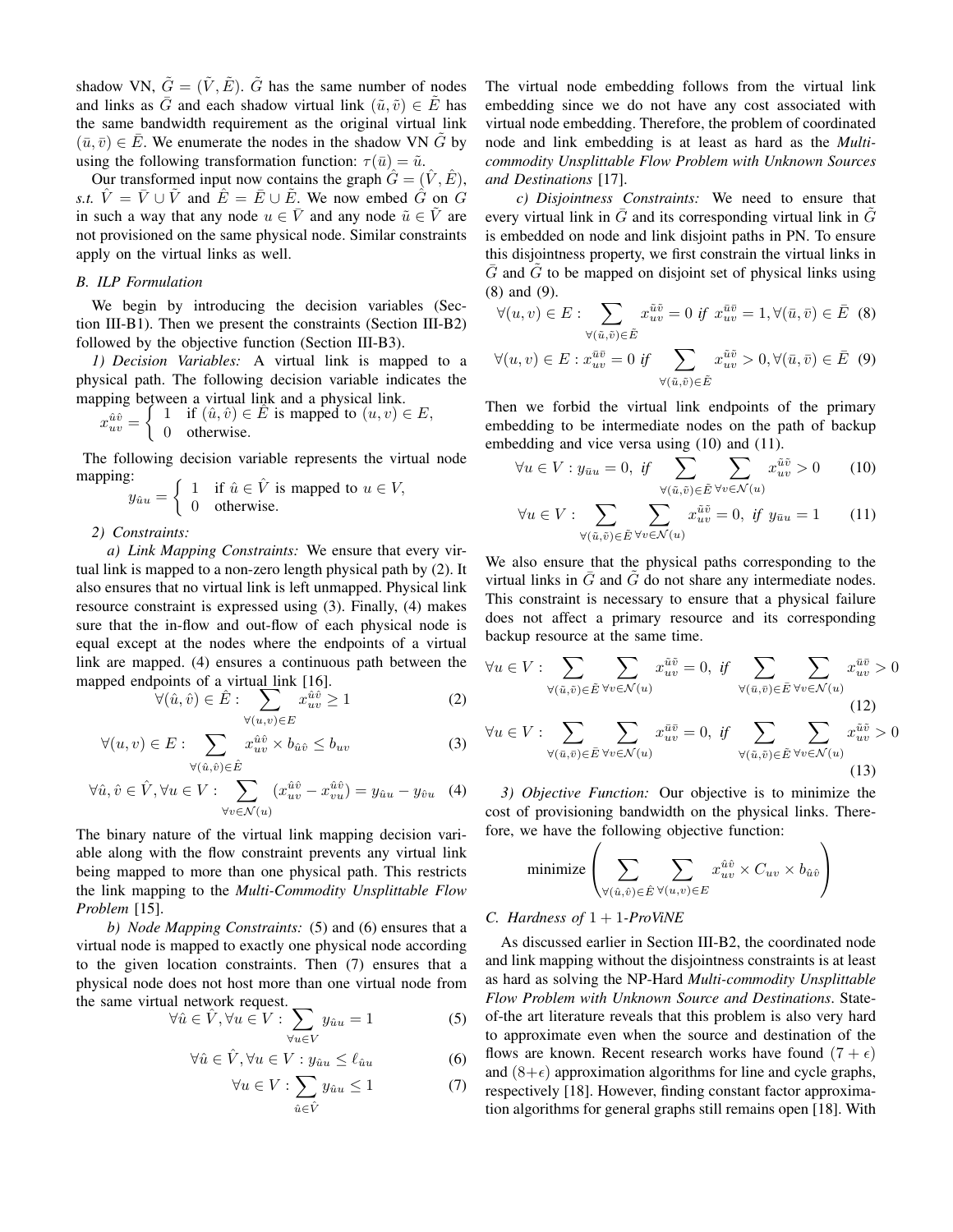shadow VN, $\tilde{G} = (\tilde{V}, \tilde{E})$. $\tilde{G}$ has the same number of nodes and links as $\bar{G}$ and each shadow virtual link $(\tilde{u}, \tilde{v}) \in \tilde{E}$ has the same bandwidth requirement as the original virtual link $(\bar{u}, \bar{v}) \in \bar{E}$. We enumerate the nodes in the shadow VN $\tilde{G}$ by using the following transformation function: $\tau(\bar{u}) = \tilde{u}$.

Our transformed input now contains the graph $\hat{G} = (\hat{V}, \hat{E})$, *s.t.* $\hat{V} = \bar{V} \cup \tilde{V}$ and $\hat{E} = \bar{E} \cup \tilde{E}$. We now embed $\hat{G}$ on $G$ in such a way that any node $u \in \bar{V}$ and any node $\tilde{u} \in \tilde{V}$ are not provisioned on the same physical node. Similar constraints apply on the virtual links as well.

### B. ILP Formulation

We begin by introducing the decision variables (Section III-B1). Then we present the constraints (Section III-B2) followed by the objective function (Section III-B3).

*1) Decision Variables:* A virtual link is mapped to a physical path. The following decision variable indicates the mapping between a virtual link and a physical link.

$$x_{uv}^{\hat{u}\hat{v}} = \begin{cases} 1 & \text{if } (\hat{u}, \hat{v}) \in \hat{E} \text{ is mapped to } (u, v) \in E, \\ 0 & \text{otherwise.} \end{cases}$$

The following decision variable represents the virtual node mapping:

$$y_{\hat{u}u} = \begin{cases} 1 & \text{if } \hat{u} \in \hat{V} \text{ is mapped to } u \in V, \\ 0 & \text{otherwise.} \end{cases}$$

*2) Constraints:*

*a) Link Mapping Constraints:* We ensure that every virtual link is mapped to a non-zero length physical path by (2). It also ensures that no virtual link is left unmapped. Physical link resource constraint is expressed using (3). Finally, (4) makes sure that the in-flow and out-flow of each physical node is equal except at the nodes where the endpoints of a virtual link are mapped. (4) ensures a continuous path between the mapped endpoints of a virtual link [16].

$$\forall (\hat{u}, \hat{v}) \in \hat{E} : \sum_{\forall (u,v) \in E} x_{uv}^{\hat{u}\hat{v}} \geq 1 \tag{2}$$

$$\forall (u, v) \in E : \sum_{\forall (\hat{u}, \hat{v}) \in \hat{E}} x_{uv}^{\hat{u}\hat{v}} \times b_{\hat{u}\hat{v}} \leq b_{uv} \tag{3}$$

$$\forall \hat{u}, \hat{v} \in \hat{V}, \forall u \in V : \sum_{\forall v \in \mathcal{N}(u)} (x_{uv}^{\hat{u}\hat{v}} - x_{vu}^{\hat{u}\hat{v}}) = y_{\hat{u}u} - y_{\hat{v}u} \tag{4}$$

The binary nature of the virtual link mapping decision variable along with the flow constraint prevents any virtual link being mapped to more than one physical path. This restricts the link mapping to the *Multi-Commodity Unsplittable Flow Problem* [15].

*b) Node Mapping Constraints:* (5) and (6) ensures that a virtual node is mapped to exactly one physical node according to the given location constraints. Then (7) ensures that a physical node does not host more than one virtual node from the same virtual network request.

$$\forall \hat{u} \in \hat{V}, \forall u \in V : \sum_{\forall u \in V} y_{\hat{u}u} = 1 \tag{5}$$

$$\forall \hat{u} \in \hat{V}, \forall u \in V : y_{\hat{u}u} \leq \ell_{\hat{u}u} \tag{6}$$

$$\forall u \in V : \sum_{\hat{u} \in \hat{V}} y_{\hat{u}u} \leq 1 \tag{7}$$

The virtual node embedding follows from the virtual link embedding since we do not have any cost associated with virtual node embedding. Therefore, the problem of coordinated node and link embedding is at least as hard as the *Multi-commodity Unsplittable Flow Problem with Unknown Sources and Destinations* [17].

*c) Disjointness Constraints:* We need to ensure that every virtual link in $\bar{G}$ and its corresponding virtual link in $\tilde{G}$ is embedded on node and link disjoint paths in PN. To ensure this disjointness property, we first constrain the virtual links in $\bar{G}$ and $\tilde{G}$ to be mapped on disjoint set of physical links using (8) and (9).

$$\forall (u, v) \in E : \sum_{\forall (\tilde{u}, \tilde{v}) \in \tilde{E}} x_{uv}^{\tilde{u}\tilde{v}} = 0 \text{ if } x_{uv}^{\bar{u}\bar{v}} = 1, \forall (\bar{u}, \bar{v}) \in \bar{E} \tag{8}$$

$$\forall (u, v) \in E : x_{uv}^{\bar{u}\bar{v}} = 0 \text{ if } \sum_{\forall (\tilde{u}, \tilde{v}) \in \tilde{E}} x_{uv}^{\tilde{u}\tilde{v}} > 0, \forall (\bar{u}, \bar{v}) \in \bar{E} \tag{9}$$

Then we forbid the virtual link endpoints of the primary embedding to be intermediate nodes on the path of backup embedding and vice versa using (10) and (11).

$$\forall u \in V : y_{\bar{u}u} = 0, \text{ if } \sum_{\forall (\tilde{u}, \tilde{v}) \in \tilde{E}} \sum_{\forall v \in \mathcal{N}(u)} x_{uv}^{\tilde{u}\tilde{v}} > 0 \tag{10}$$

$$\forall u \in V : \sum_{\forall (\tilde{u}, \tilde{v}) \in \tilde{E}} \sum_{\forall v \in \mathcal{N}(u)} x_{uv}^{\tilde{u}\tilde{v}} = 0, \text{ if } y_{\bar{u}u} = 1 \tag{11}$$

We also ensure that the physical paths corresponding to the virtual links in $\bar{G}$ and $\tilde{G}$ do not share any intermediate nodes. This constraint is necessary to ensure that a physical failure does not affect a primary resource and its corresponding backup resource at the same time.

$$\forall u \in V : \sum_{\forall (\tilde{u}, \tilde{v}) \in \tilde{E}} \sum_{\forall v \in \mathcal{N}(u)} x_{uv}^{\tilde{u}\tilde{v}} = 0, \text{ if } \sum_{\forall (\bar{u}, \bar{v}) \in \bar{E}} \sum_{\forall v \in \mathcal{N}(u)} x_{uv}^{\bar{u}\bar{v}} > 0 \tag{12}$$

$$\forall u \in V : \sum_{\forall (\bar{u}, \bar{v}) \in \bar{E}} \sum_{\forall v \in \mathcal{N}(u)} x_{uv}^{\bar{u}\bar{v}} = 0, \text{ if } \sum_{\forall (\tilde{u}, \tilde{v}) \in \tilde{E}} \sum_{\forall v \in \mathcal{N}(u)} x_{uv}^{\tilde{u}\tilde{v}} > 0 \tag{13}$$

*3) Objective Function:* Our objective is to minimize the cost of provisioning bandwidth on the physical links. Therefore, we have the following objective function:

$$\text{minimize} \left( \sum_{\forall (\hat{u}, \hat{v}) \in \hat{E}} \sum_{\forall (u,v) \in E} x_{uv}^{\hat{u}\hat{v}} \times C_{uv} \times b_{\hat{u}\hat{v}} \right)$$

### C. Hardness of $1+1$-*ProViNE*

As discussed earlier in Section III-B2, the coordinated node and link mapping without the disjointness constraints is at least as hard as solving the NP-Hard *Multi-commodity Unsplittable Flow Problem with Unknown Source and Destinations*. State-of-the art literature reveals that this problem is also very hard to approximate even when the source and destination of the flows are known. Recent research works have found $(7 + \epsilon)$ and $(8+\epsilon)$ approximation algorithms for line and cycle graphs, respectively [18]. However, finding constant factor approximation algorithms for general graphs still remains open [18]. With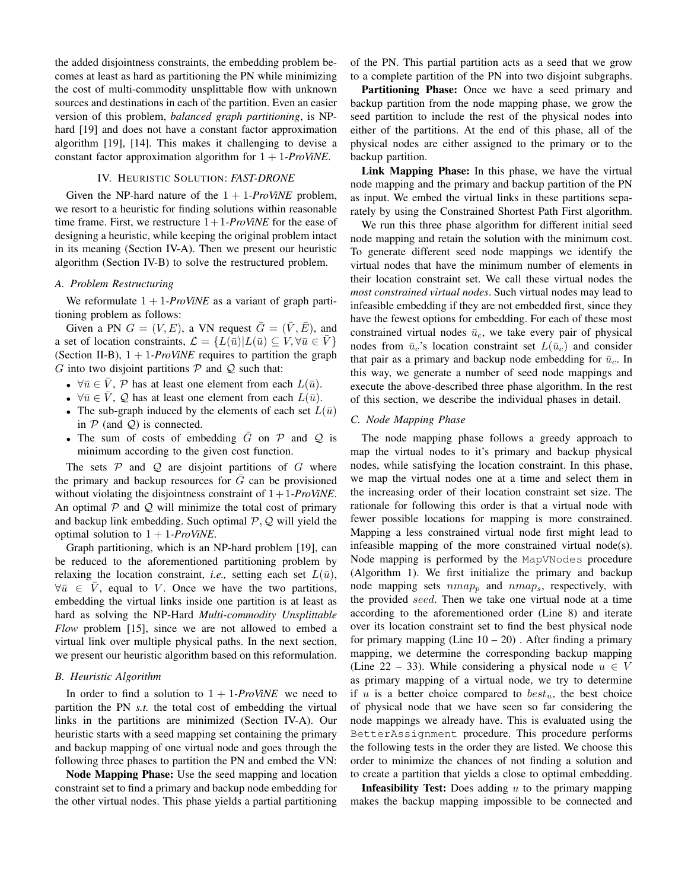the added disjointness constraints, the embedding problem becomes at least as hard as partitioning the PN while minimizing the cost of multi-commodity unsplittable flow with unknown sources and destinations in each of the partition. Even an easier version of this problem, *balanced graph partitioning*, is NP-hard [19] and does not have a constant factor approximation algorithm [19], [14]. This makes it challenging to devise a constant factor approximation algorithm for $1+1$-*ProViNE*.

## IV. Heuristic Solution: *FAST-DRONE*

Given the NP-hard nature of the $1+1$-*ProViNE* problem, we resort to a heuristic for finding solutions within reasonable time frame. First, we restructure $1+1$-*ProViNE* for the ease of designing a heuristic, while keeping the original problem intact in its meaning (Section IV-A). Then we present our heuristic algorithm (Section IV-B) to solve the restructured problem.

### A. Problem Restructuring

We reformulate $1+1$-*ProViNE* as a variant of graph partitioning problem as follows:

Given a PN $G = (V, E)$, a VN request $\bar{G} = (\bar{V}, \bar{E})$, and a set of location constraints, $\mathcal{L} = \{L(\bar{u}) | L(\bar{u}) \subseteq V, \forall \bar{u} \in \bar{V}\}$ (Section II-B), $1+1$-*ProViNE* requires to partition the graph $G$ into two disjoint partitions $\mathcal{P}$ and $\mathcal{Q}$ such that:

- $\forall \bar{u} \in \bar{V}$, $\mathcal{P}$ has at least one element from each $L(\bar{u})$.
- $\forall \bar{u} \in \bar{V}$, $\mathcal{Q}$ has at least one element from each $L(\bar{u})$.
- The sub-graph induced by the elements of each set $L(\bar{u})$ in $\mathcal{P}$ (and $\mathcal{Q}$) is connected.
- The sum of costs of embedding $\bar{G}$ on $\mathcal{P}$ and $\mathcal{Q}$ is minimum according to the given cost function.

The sets $\mathcal{P}$ and $\mathcal{Q}$ are disjoint partitions of $G$ where the primary and backup resources for $\bar{G}$ can be provisioned without violating the disjointness constraint of $1+1$-*ProViNE*. An optimal $\mathcal{P}$ and $\mathcal{Q}$ will minimize the total cost of primary and backup link embedding. Such optimal $\mathcal{P}, \mathcal{Q}$ will yield the optimal solution to $1+1$-*ProViNE*.

Graph partitioning, which is an NP-hard problem [19], can be reduced to the aforementioned partitioning problem by relaxing the location constraint, *i.e.,* setting each set $L(\bar{u})$, $\forall \bar{u} \in \bar{V}$, equal to $V$. Once we have the two partitions, embedding the virtual links inside one partition is at least as hard as solving the NP-Hard *Multi-commodity Unsplittable Flow* problem [15], since we are not allowed to embed a virtual link over multiple physical paths. In the next section, we present our heuristic algorithm based on this reformulation.

### B. Heuristic Algorithm

In order to find a solution to $1+1$-*ProViNE* we need to partition the PN *s.t.* the total cost of embedding the virtual links in the partitions are minimized (Section IV-A). Our heuristic starts with a seed mapping set containing the primary and backup mapping of one virtual node and goes through the following three phases to partition the PN and embed the VN:

**Node Mapping Phase:** Use the seed mapping and location constraint set to find a primary and backup node embedding for the other virtual nodes. This phase yields a partial partitioning of the PN. This partial partition acts as a seed that we grow to a complete partition of the PN into two disjoint subgraphs.

**Partitioning Phase:** Once we have a seed primary and backup partition from the node mapping phase, we grow the seed partition to include the rest of the physical nodes into either of the partitions. At the end of this phase, all of the physical nodes are either assigned to the primary or to the backup partition.

**Link Mapping Phase:** In this phase, we have the virtual node mapping and the primary and backup partition of the PN as input. We embed the virtual links in these partitions separately by using the Constrained Shortest Path First algorithm.

We run this three phase algorithm for different initial seed node mapping and retain the solution with the minimum cost. To generate different seed node mappings we identify the virtual nodes that have the minimum number of elements in their location constraint set. We call these virtual nodes the *most constrained virtual nodes*. Such virtual nodes may lead to infeasible embedding if they are not embedded first, since they have the fewest options for embedding. For each of these most constrained virtual nodes $\bar{u}_c$, we take every pair of physical nodes from $\bar{u}_c$'s location constraint set $L(\bar{u}_c)$ and consider that pair as a primary and backup node embedding for $\bar{u}_c$. In this way, we generate a number of seed node mappings and execute the above-described three phase algorithm. In the rest of this section, we describe the individual phases in detail.

### C. Node Mapping Phase

The node mapping phase follows a greedy approach to map the virtual nodes to it's primary and backup physical nodes, while satisfying the location constraint. In this phase, we map the virtual nodes one at a time and select them in the increasing order of their location constraint set size. The rationale for following this order is that a virtual node with fewer possible locations for mapping is more constrained. Mapping a less constrained virtual node first might lead to infeasible mapping of the more constrained virtual node(s). Node mapping is performed by the `MapVNodes` procedure (Algorithm 1). We first initialize the primary and backup node mapping sets $nmap_p$ and $nmap_s$, respectively, with the provided $seed$. Then we take one virtual node at a time according to the aforementioned order (Line 8) and iterate over its location constraint set to find the best physical node for primary mapping (Line 10 – 20) . After finding a primary mapping, we determine the corresponding backup mapping (Line 22 – 33). While considering a physical node $u \in V$ as primary mapping of a virtual node, we try to determine if $u$ is a better choice compared to $best_u$, the best choice of physical node that we have seen so far considering the node mappings we already have. This is evaluated using the `BetterAssignment` procedure. This procedure performs the following tests in the order they are listed. We choose this order to minimize the chances of not finding a solution and to create a partition that yields a close to optimal embedding.

**Infeasibility Test:** Does adding $u$ to the primary mapping makes the backup mapping impossible to be connected and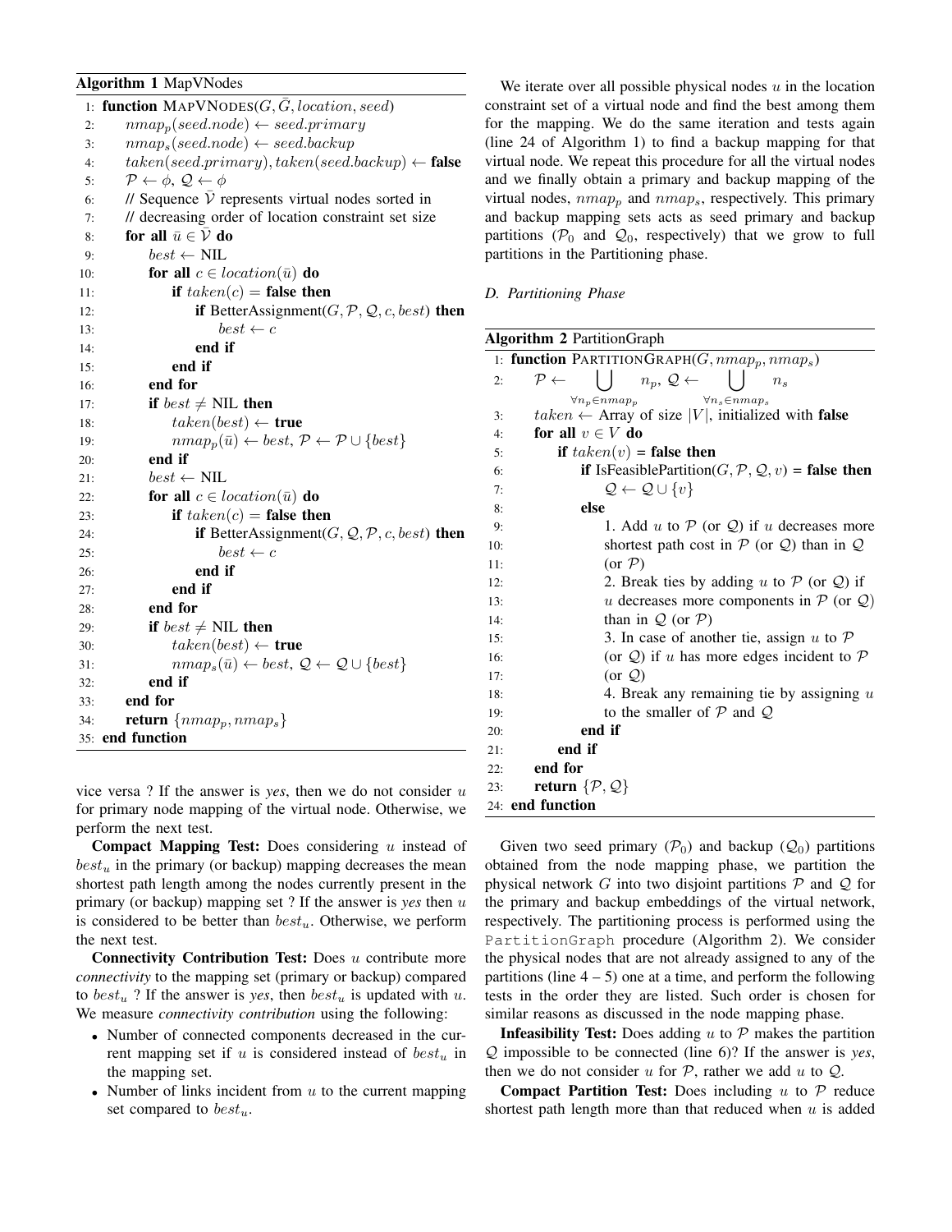**Algorithm 1** MapVNodes

```
1:  function MAPVNODES(G, Ḡ, location, seed)
2:      nmap_p(seed.node) ← seed.primary
3:      nmap_s(seed.node) ← seed.backup
4:      taken(seed.primary), taken(seed.backup) ← false
5:      P ← φ, Q ← φ
6:      // Sequence V̄ represents virtual nodes sorted in
7:      // decreasing order of location constraint set size
8:      for all ū ∈ V̄ do
9:          best ← NIL
10:         for all c ∈ location(ū) do
11:             if taken(c) = false then
12:                 if BetterAssignment(G, P, Q, c, best) then
13:                     best ← c
14:                 end if
15:             end if
16:         end for
17:         if best ≠ NIL then
18:             taken(best) ← true
19:             nmap_p(ū) ← best, P ← P ∪ {best}
20:         end if
21:         best ← NIL
22:         for all c ∈ location(ū) do
23:             if taken(c) = false then
24:                 if BetterAssignment(G, Q, P, c, best) then
25:                     best ← c
26:                 end if
27:             end if
28:         end for
29:         if best ≠ NIL then
30:             taken(best) ← true
31:             nmap_s(ū) ← best, Q ← Q ∪ {best}
32:         end if
33:     end for
34:     return {nmap_p, nmap_s}
35: end function
```

vice versa ? If the answer is *yes*, then we do not consider $u$ for primary node mapping of the virtual node. Otherwise, we perform the next test.

**Compact Mapping Test:** Does considering $u$ instead of $best_u$ in the primary (or backup) mapping decreases the mean shortest path length among the nodes currently present in the primary (or backup) mapping set ? If the answer is *yes* then $u$ is considered to be better than $best_u$. Otherwise, we perform the next test.

**Connectivity Contribution Test:** Does $u$ contribute more *connectivity* to the mapping set (primary or backup) compared to $best_u$ ? If the answer is *yes*, then $best_u$ is updated with $u$. We measure *connectivity contribution* using the following:

- Number of connected components decreased in the current mapping set if $u$ is considered instead of $best_u$ in the mapping set.
- Number of links incident from $u$ to the current mapping set compared to $best_u$.

We iterate over all possible physical nodes $u$ in the location constraint set of a virtual node and find the best among them for the mapping. We do the same iteration and tests again (line 24 of Algorithm 1) to find a backup mapping for that virtual node. We repeat this procedure for all the virtual nodes and we finally obtain a primary and backup mapping of the virtual nodes, $nmap_p$ and $nmap_s$, respectively. This primary and backup mapping sets acts as seed primary and backup partitions ($\mathcal{P}_0$ and $\mathcal{Q}_0$, respectively) that we grow to full partitions in the Partitioning phase.

### D. Partitioning Phase

**Algorithm 2** PartitionGraph

```
1:  function PARTITIONGRAPH(G, nmap_p, nmap_s)
2:      P ← ⋃_{∀n_p ∈ nmap_p} n_p,  Q ← ⋃_{∀n_s ∈ nmap_s} n_s
3:      taken ← Array of size |V|, initialized with false
4:      for all v ∈ V do
5:          if taken(v) = false then
6:              if IsFeasiblePartition(G, P, Q, v) = false then
7:                  Q ← Q ∪ {v}
8:              else
9:                  1. Add u to P (or Q) if u decreases more
10:                 shortest path cost in P (or Q) than in Q
11:                 (or P)
12:                 2. Break ties by adding u to P (or Q) if
13:                 u decreases more components in P (or Q)
14:                 than in Q (or P)
15:                 3. In case of another tie, assign u to P
16:                 (or Q) if u has more edges incident to P
17:                 (or Q)
18:                 4. Break any remaining tie by assigning u
19:                 to the smaller of P and Q
20:             end if
21:         end if
22:     end for
23:     return {P, Q}
24: end function
```

Given two seed primary ($\mathcal{P}_0$) and backup ($\mathcal{Q}_0$) partitions obtained from the node mapping phase, we partition the physical network $G$ into two disjoint partitions $\mathcal{P}$ and $\mathcal{Q}$ for the primary and backup embeddings of the virtual network, respectively. The partitioning process is performed using the `PartitionGraph` procedure (Algorithm 2). We consider the physical nodes that are not already assigned to any of the partitions (line 4 – 5) one at a time, and perform the following tests in the order they are listed. Such order is chosen for similar reasons as discussed in the node mapping phase.

**Infeasibility Test:** Does adding $u$ to $\mathcal{P}$ makes the partition $\mathcal{Q}$ impossible to be connected (line 6)? If the answer is *yes*, then we do not consider $u$ for $\mathcal{P}$, rather we add $u$ to $\mathcal{Q}$.

**Compact Partition Test:** Does including $u$ to $\mathcal{P}$ reduce shortest path length more than that reduced when $u$ is added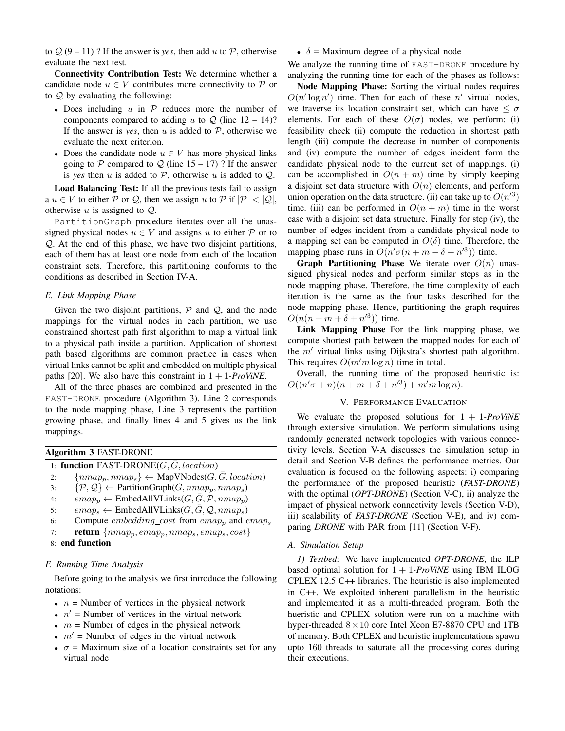to $\mathcal{Q}$ (9 – 11) ? If the answer is *yes*, then add $u$ to $\mathcal{P}$, otherwise evaluate the next test.

**Connectivity Contribution Test:** We determine whether a candidate node $u \in V$ contributes more connectivity to $\mathcal{P}$ or to $\mathcal{Q}$ by evaluating the following:

- Does including $u$ in $\mathcal{P}$ reduces more the number of components compared to adding $u$ to $\mathcal{Q}$ (line 12 – 14)? If the answer is *yes*, then $u$ is added to $\mathcal{P}$, otherwise we evaluate the next criterion.
- Does the candidate node $u \in V$ has more physical links going to $\mathcal{P}$ compared to $\mathcal{Q}$ (line 15 – 17) ? If the answer is *yes* then $u$ is added to $\mathcal{P}$, otherwise $u$ is added to $\mathcal{Q}$.

**Load Balancing Test:** If all the previous tests fail to assign a $u \in V$ to either $\mathcal{P}$ or $\mathcal{Q}$, then we assign $u$ to $\mathcal{P}$ if $|\mathcal{P}| < |\mathcal{Q}|$, otherwise $u$ is assigned to $\mathcal{Q}$.

PartitionGraph procedure iterates over all the unassigned physical nodes $u \in V$ and assigns $u$ to either $\mathcal{P}$ or to $\mathcal{Q}$. At the end of this phase, we have two disjoint partitions, each of them has at least one node from each of the location constraint sets. Therefore, this partitioning conforms to the conditions as described in Section IV-A.

### *E. Link Mapping Phase*

Given the two disjoint partitions, $\mathcal{P}$ and $\mathcal{Q}$, and the node mappings for the virtual nodes in each partition, we use constrained shortest path first algorithm to map a virtual link to a physical path inside a partition. Application of shortest path based algorithms are common practice in cases when virtual links cannot be split and embedded on multiple physical paths [20]. We also have this constraint in $1+1$-*ProViNE*.

All of the three phases are combined and presented in the FAST-DRONE procedure (Algorithm 3). Line 2 corresponds to the node mapping phase, Line 3 represents the partition growing phase, and finally lines 4 and 5 gives us the link mappings.

**Algorithm 3** FAST-DRONE

```
1: function FAST-DRONE(G, Ḡ, location)
2:     {nmap_p, nmap_s} ← MapVNodes(G, Ḡ, location)
3:     {P, Q} ← PartitionGraph(G, nmap_p, nmap_s)
4:     emap_p ← EmbedAllVLinks(G, Ḡ, P, nmap_p)
5:     emap_s ← EmbedAllVLinks(G, Ḡ, Q, nmap_s)
6:     Compute embedding_cost from emap_p and emap_s
7:     return {nmap_p, emap_p, nmap_s, emap_s, cost}
8: end function
```

### *F. Running Time Analysis*

Before going to the analysis we first introduce the following notations:

- $n$ = Number of vertices in the physical network
- $n'$ = Number of vertices in the virtual network
- $m$ = Number of edges in the physical network
- $m'$ = Number of edges in the virtual network
- $\sigma$ = Maximum size of a location constraints set for any virtual node
- $\delta$ = Maximum degree of a physical node

We analyze the running time of FAST-DRONE procedure by analyzing the running time for each of the phases as follows:

**Node Mapping Phase:** Sorting the virtual nodes requires $O(n' \log n')$ time. Then for each of these $n'$ virtual nodes, we traverse its location constraint set, which can have $\leq \sigma$ elements. For each of these $O(\sigma)$ nodes, we perform: (i) feasibility check (ii) compute the reduction in shortest path length (iii) compute the decrease in number of components and (iv) compute the number of edges incident form the candidate physical node to the current set of mappings. (i) can be accomplished in $O(n+m)$ time by simply keeping a disjoint set data structure with $O(n)$ elements, and perform union operation on the data structure. (ii) can take up to $O(n'^3)$ time. (iii) can be performed in $O(n+m)$ time in the worst case with a disjoint set data structure. Finally for step (iv), the number of edges incident from a candidate physical node to a mapping set can be computed in $O(\delta)$ time. Therefore, the mapping phase runs in $O(n'\sigma(n+m+\delta+n'^3))$ time.

**Graph Partitioning Phase** We iterate over $O(n)$ unassigned physical nodes and perform similar steps as in the node mapping phase. Therefore, the time complexity of each iteration is the same as the four tasks described for the node mapping phase. Hence, partitioning the graph requires $O(n(n+m+\delta+n'^3))$ time.

**Link Mapping Phase** For the link mapping phase, we compute shortest path between the mapped nodes for each of the $m'$ virtual links using Dijkstra's shortest path algorithm. This requires $O(m'm \log n)$ time in total.

Overall, the running time of the proposed heuristic is: $O((n'\sigma + n)(n+m+\delta+n'^3) + m'm \log n)$.

## V. Performance Evaluation

We evaluate the proposed solutions for $1+1$-*ProViNE* through extensive simulation. We perform simulations using randomly generated network topologies with various connectivity levels. Section V-A discusses the simulation setup in detail and Section V-B defines the performance metrics. Our evaluation is focused on the following aspects: i) comparing the performance of the proposed heuristic (*FAST-DRONE*) with the optimal (*OPT-DRONE*) (Section V-C), ii) analyze the impact of physical network connectivity levels (Section V-D), iii) scalability of *FAST-DRONE* (Section V-E), and iv) comparing *DRONE* with PAR from [11] (Section V-F).

### *A. Simulation Setup*

*1) Testbed:* We have implemented *OPT-DRONE*, the ILP based optimal solution for $1+1$-*ProViNE* using IBM ILOG CPLEX 12.5 C++ libraries. The heuristic is also implemented in C++. We exploited inherent parallelism in the heuristic and implemented it as a multi-threaded program. Both the hueristic and CPLEX solution were run on a machine with hyper-threaded $8 \times 10$ core Intel Xeon E7-8870 CPU and 1TB of memory. Both CPLEX and heuristic implementations spawn upto 160 threads to saturate all the processing cores during their executions.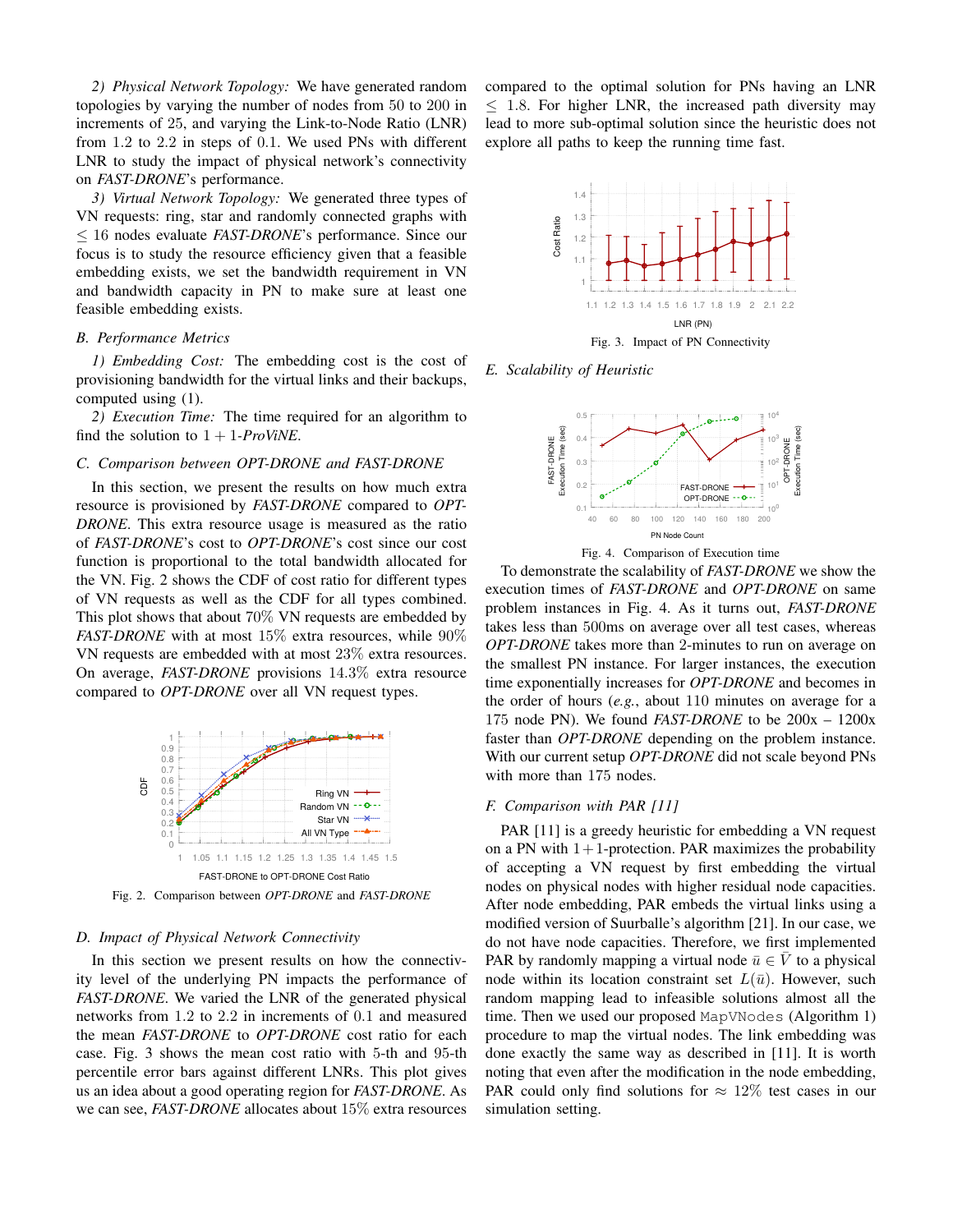*2) Physical Network Topology:* We have generated random topologies by varying the number of nodes from 50 to 200 in increments of 25, and varying the Link-to-Node Ratio (LNR) from 1.2 to 2.2 in steps of 0.1. We used PNs with different LNR to study the impact of physical network's connectivity on *FAST-DRONE*'s performance.

*3) Virtual Network Topology:* We generated three types of VN requests: ring, star and randomly connected graphs with $\leq 16$ nodes evaluate *FAST-DRONE*'s performance. Since our focus is to study the resource efficiency given that a feasible embedding exists, we set the bandwidth requirement in VN and bandwidth capacity in PN to make sure at least one feasible embedding exists.

### B. Performance Metrics

*1) Embedding Cost:* The embedding cost is the cost of provisioning bandwidth for the virtual links and their backups, computed using (1).

*2) Execution Time:* The time required for an algorithm to find the solution to $1+1$-*ProViNE*.

### C. Comparison between OPT-DRONE and FAST-DRONE

In this section, we present the results on how much extra resource is provisioned by *FAST-DRONE* compared to *OPT-DRONE*. This extra resource usage is measured as the ratio of *FAST-DRONE*'s cost to *OPT-DRONE*'s cost since our cost function is proportional to the total bandwidth allocated for the VN. Fig. 2 shows the CDF of cost ratio for different types of VN requests as well as the CDF for all types combined. This plot shows that about 70% VN requests are embedded by *FAST-DRONE* with at most 15% extra resources, while 90% VN requests are embedded with at most 23% extra resources. On average, *FAST-DRONE* provisions 14.3% extra resource compared to *OPT-DRONE* over all VN request types.

Fig. 2. Comparison between *OPT-DRONE* and *FAST-DRONE*

### D. Impact of Physical Network Connectivity

In this section we present results on how the connectivity level of the underlying PN impacts the performance of *FAST-DRONE*. We varied the LNR of the generated physical networks from 1.2 to 2.2 in increments of 0.1 and measured the mean *FAST-DRONE* to *OPT-DRONE* cost ratio for each case. Fig. 3 shows the mean cost ratio with 5-th and 95-th percentile error bars against different LNRs. This plot gives us an idea about a good operating region for *FAST-DRONE*. As we can see, *FAST-DRONE* allocates about 15% extra resources compared to the optimal solution for PNs having an LNR $\leq$ 1.8. For higher LNR, the increased path diversity may lead to more sub-optimal solution since the heuristic does not explore all paths to keep the running time fast.

Fig. 3. Impact of PN Connectivity

### E. Scalability of Heuristic

Fig. 4. Comparison of Execution time

To demonstrate the scalability of *FAST-DRONE* we show the execution times of *FAST-DRONE* and *OPT-DRONE* on same problem instances in Fig. 4. As it turns out, *FAST-DRONE* takes less than 500ms on average over all test cases, whereas *OPT-DRONE* takes more than 2-minutes to run on average on the smallest PN instance. For larger instances, the execution time exponentially increases for *OPT-DRONE* and becomes in the order of hours (*e.g.*, about 110 minutes on average for a 175 node PN). We found *FAST-DRONE* to be 200x – 1200x faster than *OPT-DRONE* depending on the problem instance. With our current setup *OPT-DRONE* did not scale beyond PNs with more than 175 nodes.

### F. Comparison with PAR [11]

PAR [11] is a greedy heuristic for embedding a VN request on a PN with $1+1$-protection. PAR maximizes the probability of accepting a VN request by first embedding the virtual nodes on physical nodes with higher residual node capacities. After node embedding, PAR embeds the virtual links using a modified version of Suurballe's algorithm [21]. In our case, we do not have node capacities. Therefore, we first implemented PAR by randomly mapping a virtual node $\bar{u} \in \bar{V}$ to a physical node within its location constraint set $L(\bar{u})$. However, such random mapping lead to infeasible solutions almost all the time. Then we used our proposed `MapVNodes` (Algorithm 1) procedure to map the virtual nodes. The link embedding was done exactly the same way as described in [11]. It is worth noting that even after the modification in the node embedding, PAR could only find solutions for $\approx 12\%$ test cases in our simulation setting.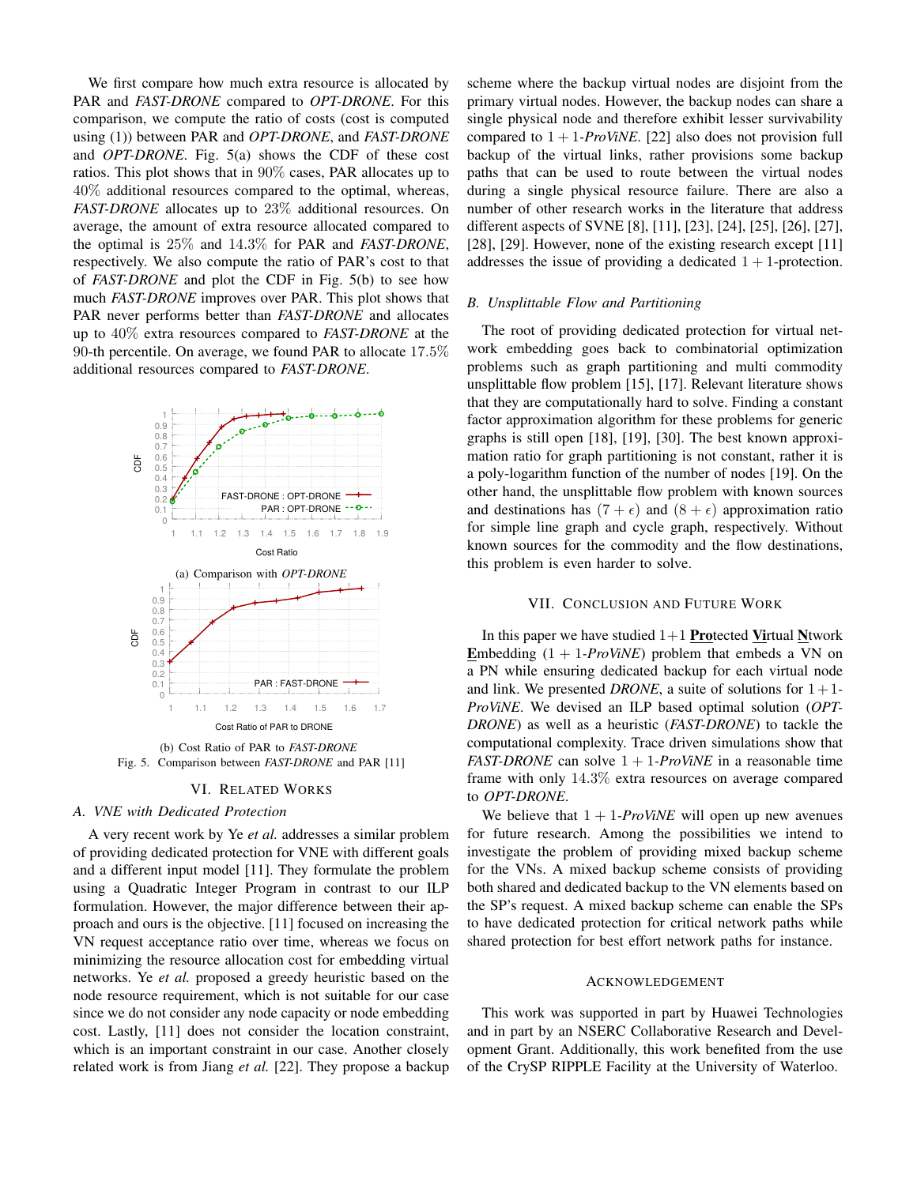We first compare how much extra resource is allocated by PAR and *FAST-DRONE* compared to *OPT-DRONE*. For this comparison, we compute the ratio of costs (cost is computed using (1)) between PAR and *OPT-DRONE*, and *FAST-DRONE* and *OPT-DRONE*. Fig. 5(a) shows the CDF of these cost ratios. This plot shows that in 90% cases, PAR allocates up to 40% additional resources compared to the optimal, whereas, *FAST-DRONE* allocates up to 23% additional resources. On average, the amount of extra resource allocated compared to the optimal is 25% and 14.3% for PAR and *FAST-DRONE*, respectively. We also compute the ratio of PAR's cost to that of *FAST-DRONE* and plot the CDF in Fig. 5(b) to see how much *FAST-DRONE* improves over PAR. This plot shows that PAR never performs better than *FAST-DRONE* and allocates up to 40% extra resources compared to *FAST-DRONE* at the 90-th percentile. On average, we found PAR to allocate 17.5% additional resources compared to *FAST-DRONE*.

(a) Comparison with *OPT-DRONE*

(b) Cost Ratio of PAR to *FAST-DRONE*

Fig. 5. Comparison between *FAST-DRONE* and PAR [11]

## VI. Related Works

### A. VNE with Dedicated Protection

A very recent work by Ye *et al.* addresses a similar problem of providing dedicated protection for VNE with different goals and a different input model [11]. They formulate the problem using a Quadratic Integer Program in contrast to our ILP formulation. However, the major difference between their approach and ours is the objective. [11] focused on increasing the VN request acceptance ratio over time, whereas we focus on minimizing the resource allocation cost for embedding virtual networks. Ye *et al.* proposed a greedy heuristic based on the node resource requirement, which is not suitable for our case since we do not consider any node capacity or node embedding cost. Lastly, [11] does not consider the location constraint, which is an important constraint in our case. Another closely related work is from Jiang *et al.* [22]. They propose a backup scheme where the backup virtual nodes are disjoint from the primary virtual nodes. However, the backup nodes can share a single physical node and therefore exhibit lesser survivability compared to $1+1$-*ProViNE*. [22] also does not provision full backup of the virtual links, rather provisions some backup paths that can be used to route between the virtual nodes during a single physical resource failure. There are also a number of other research works in the literature that address different aspects of SVNE [8], [11], [23], [24], [25], [26], [27], [28], [29]. However, none of the existing research except [11] addresses the issue of providing a dedicated $1+1$-protection.

### B. Unsplittable Flow and Partitioning

The root of providing dedicated protection for virtual network embedding goes back to combinatorial optimization problems such as graph partitioning and multi commodity unsplittable flow problem [15], [17]. Relevant literature shows that they are computationally hard to solve. Finding a constant factor approximation algorithm for these problems for generic graphs is still open [18], [19], [30]. The best known approximation ratio for graph partitioning is not constant, rather it is a poly-logarithm function of the number of nodes [19]. On the other hand, the unsplittable flow problem with known sources and destinations has $(7+\epsilon)$ and $(8+\epsilon)$ approximation ratio for simple line graph and cycle graph, respectively. Without known sources for the commodity and the flow destinations, this problem is even harder to solve.

## VII. Conclusion and Future Work

In this paper we have studied 1+1 **Pro**tected **Vi**rtual **N**twork **E**mbedding ($1+1$-*ProViNE*) problem that embeds a VN on a PN while ensuring dedicated backup for each virtual node and link. We presented *DRONE*, a suite of solutions for $1+1$-*ProViNE*. We devised an ILP based optimal solution (*OPT-DRONE*) as well as a heuristic (*FAST-DRONE*) to tackle the computational complexity. Trace driven simulations show that *FAST-DRONE* can solve $1+1$-*ProViNE* in a reasonable time frame with only 14.3% extra resources on average compared to *OPT-DRONE*.

We believe that $1+1$-*ProViNE* will open up new avenues for future research. Among the possibilities we intend to investigate the problem of providing mixed backup scheme for the VNs. A mixed backup scheme consists of providing both shared and dedicated backup to the VN elements based on the SP's request. A mixed backup scheme can enable the SPs to have dedicated protection for critical network paths while shared protection for best effort network paths for instance.

## Acknowledgement

This work was supported in part by Huawei Technologies and in part by an NSERC Collaborative Research and Development Grant. Additionally, this work benefited from the use of the CrySP RIPPLE Facility at the University of Waterloo.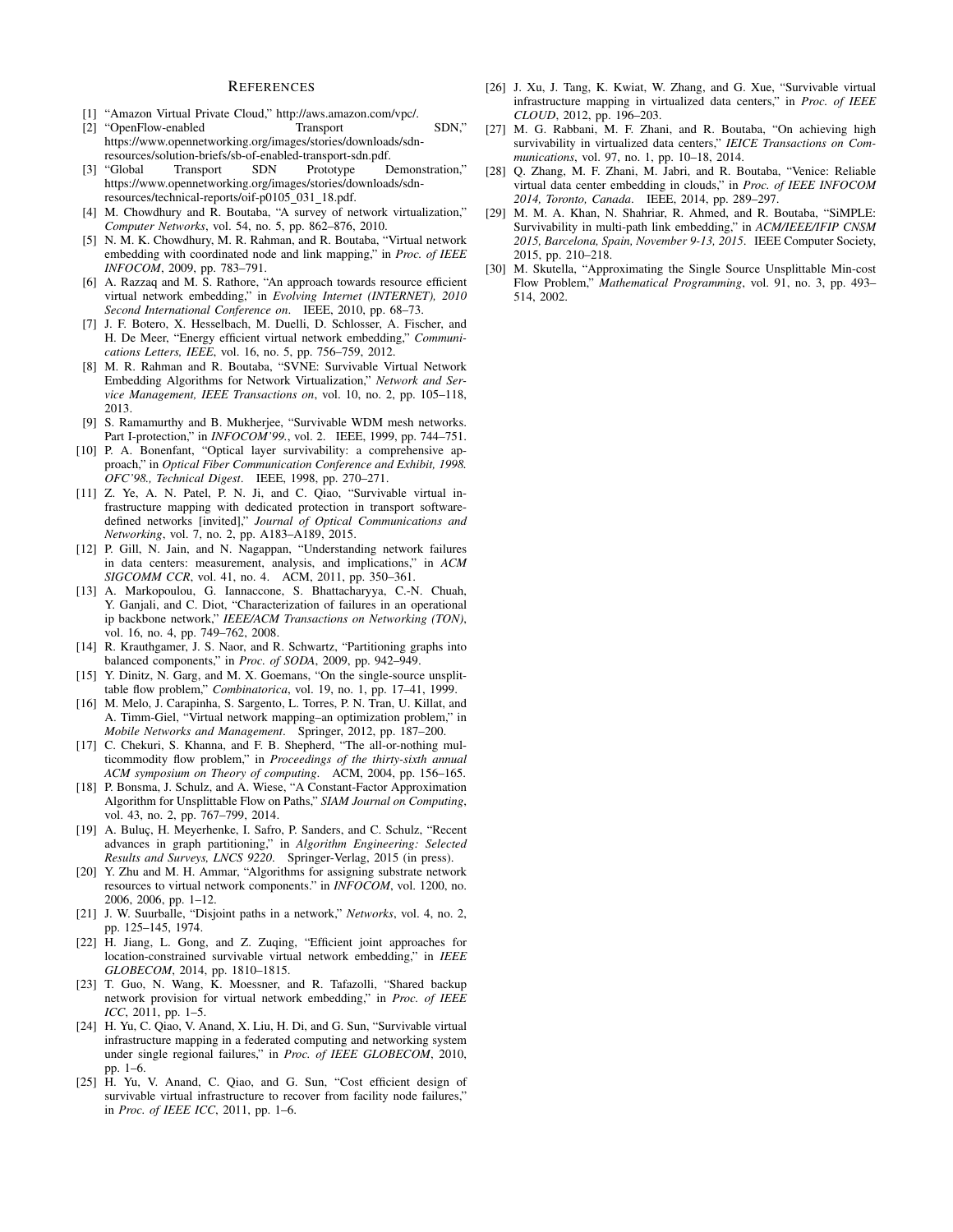## References

[1] "Amazon Virtual Private Cloud," http://aws.amazon.com/vpc/.

[2] "OpenFlow-enabled Transport SDN," https://www.opennetworking.org/images/stories/downloads/sdn-resources/solution-briefs/sb-of-enabled-transport-sdn.pdf.

[3] "Global Transport SDN Prototype Demonstration," https://www.opennetworking.org/images/stories/downloads/sdn-resources/technical-reports/oif-p0105_031_18.pdf.

[4] M. Chowdhury and R. Boutaba, "A survey of network virtualization," *Computer Networks*, vol. 54, no. 5, pp. 862–876, 2010.

[5] N. M. K. Chowdhury, M. R. Rahman, and R. Boutaba, "Virtual network embedding with coordinated node and link mapping," in *Proc. of IEEE INFOCOM*, 2009, pp. 783–791.

[6] A. Razzaq and M. S. Rathore, "An approach towards resource efficient virtual network embedding," in *Evolving Internet (INTERNET), 2010 Second International Conference on*. IEEE, 2010, pp. 68–73.

[7] J. F. Botero, X. Hesselbach, M. Duelli, D. Schlosser, A. Fischer, and H. De Meer, "Energy efficient virtual network embedding," *Communications Letters, IEEE*, vol. 16, no. 5, pp. 756–759, 2012.

[8] M. R. Rahman and R. Boutaba, "SVNE: Survivable Virtual Network Embedding Algorithms for Network Virtualization," *Network and Service Management, IEEE Transactions on*, vol. 10, no. 2, pp. 105–118, 2013.

[9] S. Ramamurthy and B. Mukherjee, "Survivable WDM mesh networks. Part I-protection," in *INFOCOM'99.*, vol. 2. IEEE, 1999, pp. 744–751.

[10] P. A. Bonenfant, "Optical layer survivability: a comprehensive approach," in *Optical Fiber Communication Conference and Exhibit, 1998. OFC'98., Technical Digest*. IEEE, 1998, pp. 270–271.

[11] Z. Ye, A. N. Patel, P. N. Ji, and C. Qiao, "Survivable virtual infrastructure mapping with dedicated protection in transport software-defined networks [invited]," *Journal of Optical Communications and Networking*, vol. 7, no. 2, pp. A183–A189, 2015.

[12] P. Gill, N. Jain, and N. Nagappan, "Understanding network failures in data centers: measurement, analysis, and implications," in *ACM SIGCOMM CCR*, vol. 41, no. 4. ACM, 2011, pp. 350–361.

[13] A. Markopoulou, G. Iannaccone, S. Bhattacharyya, C.-N. Chuah, Y. Ganjali, and C. Diot, "Characterization of failures in an operational ip backbone network," *IEEE/ACM Transactions on Networking (TON)*, vol. 16, no. 4, pp. 749–762, 2008.

[14] R. Krauthgamer, J. S. Naor, and R. Schwartz, "Partitioning graphs into balanced components," in *Proc. of SODA*, 2009, pp. 942–949.

[15] Y. Dinitz, N. Garg, and M. X. Goemans, "On the single-source unsplittable flow problem," *Combinatorica*, vol. 19, no. 1, pp. 17–41, 1999.

[16] M. Melo, J. Carapinha, S. Sargento, L. Torres, P. N. Tran, U. Killat, and A. Timm-Giel, "Virtual network mapping–an optimization problem," in *Mobile Networks and Management*. Springer, 2012, pp. 187–200.

[17] C. Chekuri, S. Khanna, and F. B. Shepherd, "The all-or-nothing multicommodity flow problem," in *Proceedings of the thirty-sixth annual ACM symposium on Theory of computing*. ACM, 2004, pp. 156–165.

[18] P. Bonsma, J. Schulz, and A. Wiese, "A Constant-Factor Approximation Algorithm for Unsplittable Flow on Paths," *SIAM Journal on Computing*, vol. 43, no. 2, pp. 767–799, 2014.

[19] A. Buluç, H. Meyerhenke, I. Safro, P. Sanders, and C. Schulz, "Recent advances in graph partitioning," in *Algorithm Engineering: Selected Results and Surveys, LNCS 9220*. Springer-Verlag, 2015 (in press).

[20] Y. Zhu and M. H. Ammar, "Algorithms for assigning substrate network resources to virtual network components." in *INFOCOM*, vol. 1200, no. 2006, 2006, pp. 1–12.

[21] J. W. Suurballe, "Disjoint paths in a network," *Networks*, vol. 4, no. 2, pp. 125–145, 1974.

[22] H. Jiang, L. Gong, and Z. Zuqing, "Efficient joint approaches for location-constrained survivable virtual network embedding," in *IEEE GLOBECOM*, 2014, pp. 1810–1815.

[23] T. Guo, N. Wang, K. Moessner, and R. Tafazolli, "Shared backup network provision for virtual network embedding," in *Proc. of IEEE ICC*, 2011, pp. 1–5.

[24] H. Yu, C. Qiao, V. Anand, X. Liu, H. Di, and G. Sun, "Survivable virtual infrastructure mapping in a federated computing and networking system under single regional failures," in *Proc. of IEEE GLOBECOM*, 2010, pp. 1–6.

[25] H. Yu, V. Anand, C. Qiao, and G. Sun, "Cost efficient design of survivable virtual infrastructure to recover from facility node failures," in *Proc. of IEEE ICC*, 2011, pp. 1–6.

[26] J. Xu, J. Tang, K. Kwiat, W. Zhang, and G. Xue, "Survivable virtual infrastructure mapping in virtualized data centers," in *Proc. of IEEE CLOUD*, 2012, pp. 196–203.

[27] M. G. Rabbani, M. F. Zhani, and R. Boutaba, "On achieving high survivability in virtualized data centers," *IEICE Transactions on Communications*, vol. 97, no. 1, pp. 10–18, 2014.

[28] Q. Zhang, M. F. Zhani, M. Jabri, and R. Boutaba, "Venice: Reliable virtual data center embedding in clouds," in *Proc. of IEEE INFOCOM 2014, Toronto, Canada*. IEEE, 2014, pp. 289–297.

[29] M. M. A. Khan, N. Shahriar, R. Ahmed, and R. Boutaba, "SiMPLE: Survivability in multi-path link embedding," in *ACM/IEEE/IFIP CNSM 2015, Barcelona, Spain, November 9-13, 2015*. IEEE Computer Society, 2015, pp. 210–218.

[30] M. Skutella, "Approximating the Single Source Unsplittable Min-cost Flow Problem," *Mathematical Programming*, vol. 91, no. 3, pp. 493–514, 2002.